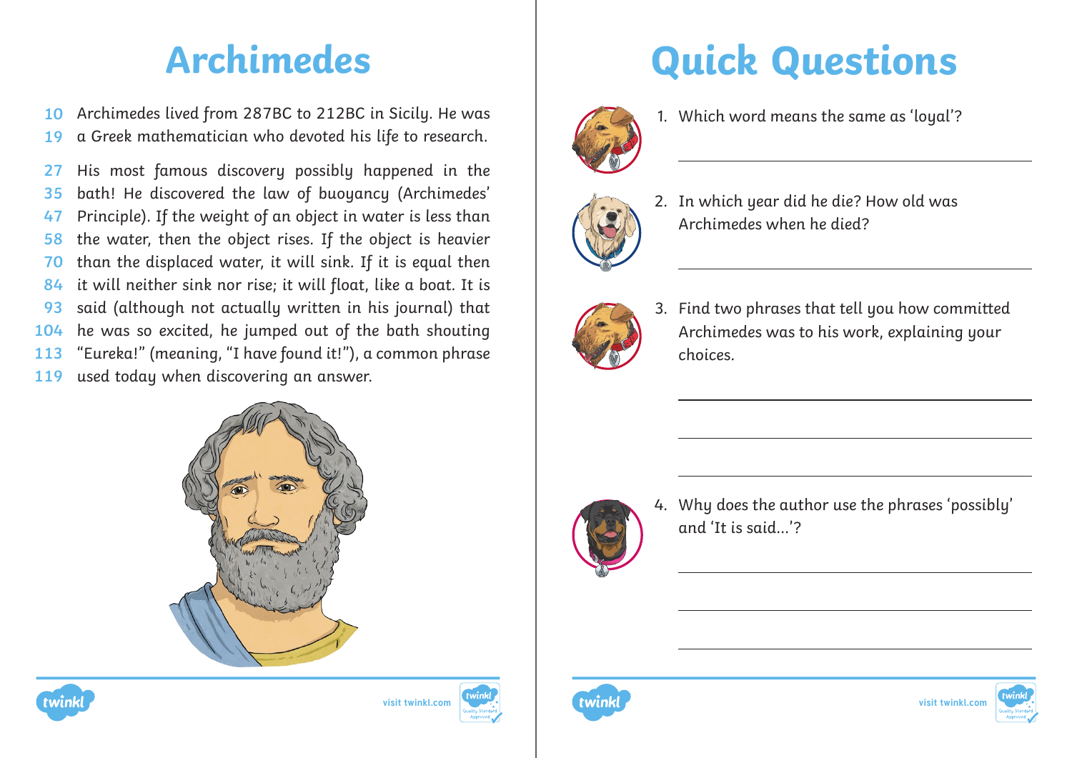# Archimedes

10 Archimedes lived from 287BC to 212BC in Sicily. He was
19 a Greek mathematician who devoted his life to research.

27 His most famous discovery possibly happened in the
35 bath! He discovered the law of buoyancy (Archimedes'
47 Principle). If the weight of an object in water is less than
58 the water, then the object rises. If the object is heavier
70 than the displaced water, it will sink. If it is equal then
84 it will neither sink nor rise; it will float, like a boat. It is
93 said (although not actually written in his journal) that
104 he was so excited, he jumped out of the bath shouting
113 "Eureka!" (meaning, "I have found it!"), a common phrase
119 used today when discovering an answer.

# Quick Questions

1. Which word means the same as 'loyal'?

_______________________________________________

2. In which year did he die? How old was Archimedes when he died?

_______________________________________________

3. Find two phrases that tell you how committed Archimedes was to his work, explaining your choices.

_______________________________________________

_______________________________________________

_______________________________________________

4. Why does the author use the phrases 'possibly' and 'It is said...'?

_______________________________________________

_______________________________________________

_______________________________________________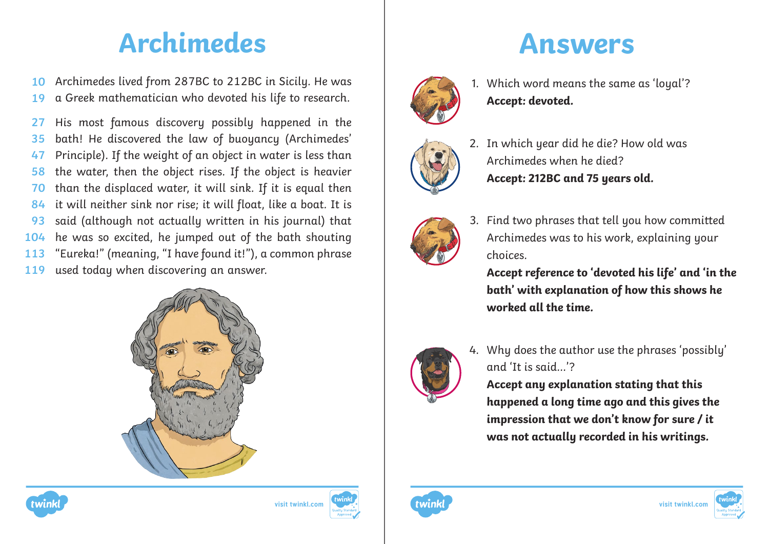# Archimedes

10 Archimedes lived from 287BC to 212BC in Sicily. He was
19 a Greek mathematician who devoted his life to research.

27 His most famous discovery possibly happened in the
35 bath! He discovered the law of buoyancy (Archimedes'
47 Principle). If the weight of an object in water is less than
58 the water, then the object rises. If the object is heavier
70 than the displaced water, it will sink. If it is equal then
84 it will neither sink nor rise; it will float, like a boat. It is
93 said (although not actually written in his journal) that
104 he was so excited, he jumped out of the bath shouting
113 "Eureka!" (meaning, "I have found it!"), a common phrase
119 used today when discovering an answer.

# Answers

1. Which word means the same as 'loyal'?
   **Accept: devoted.**

2. In which year did he die? How old was Archimedes when he died?
   **Accept: 212BC and 75 years old.**

3. Find two phrases that tell you how committed Archimedes was to his work, explaining your choices.
   **Accept reference to 'devoted his life' and 'in the bath' with explanation of how this shows he worked all the time.**

4. Why does the author use the phrases 'possibly' and 'It is said…'?
   **Accept any explanation stating that this happened a long time ago and this gives the impression that we don't know for sure / it was not actually recorded in his writings.**